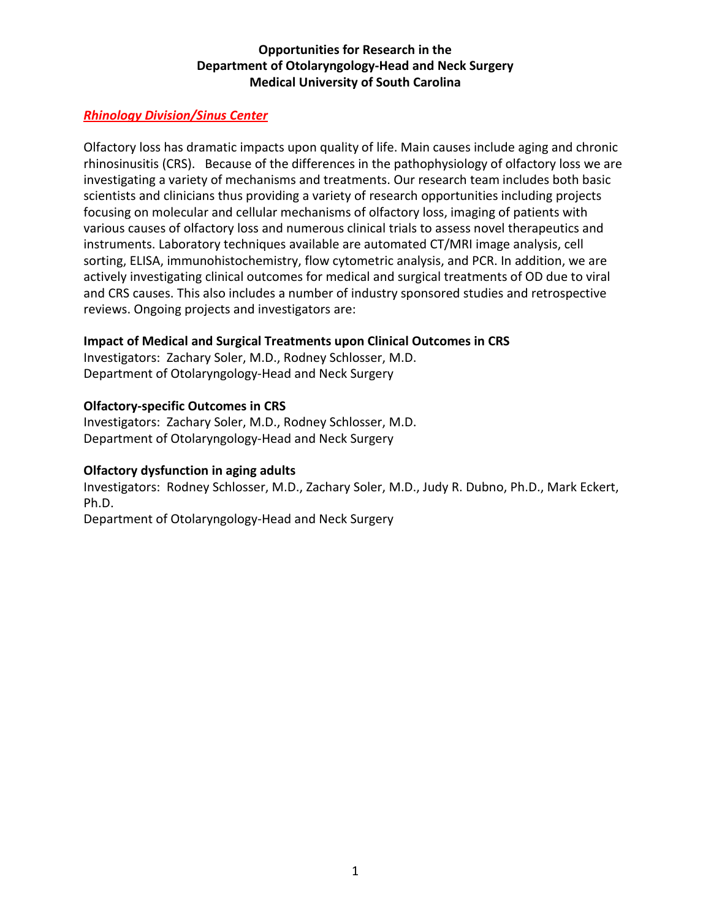# Opportunities for Research in the Department of Otolaryngology-Head and Neck Surgery Medical University of South Carolina

## ***Rhinology Division/Sinus Center***

Olfactory loss has dramatic impacts upon quality of life. Main causes include aging and chronic rhinosinusitis (CRS). Because of the differences in the pathophysiology of olfactory loss we are investigating a variety of mechanisms and treatments. Our research team includes both basic scientists and clinicians thus providing a variety of research opportunities including projects focusing on molecular and cellular mechanisms of olfactory loss, imaging of patients with various causes of olfactory loss and numerous clinical trials to assess novel therapeutics and instruments. Laboratory techniques available are automated CT/MRI image analysis, cell sorting, ELISA, immunohistochemistry, flow cytometric analysis, and PCR. In addition, we are actively investigating clinical outcomes for medical and surgical treatments of OD due to viral and CRS causes. This also includes a number of industry sponsored studies and retrospective reviews. Ongoing projects and investigators are:

**Impact of Medical and Surgical Treatments upon Clinical Outcomes in CRS**
Investigators: Zachary Soler, M.D., Rodney Schlosser, M.D.
Department of Otolaryngology-Head and Neck Surgery

**Olfactory-specific Outcomes in CRS**
Investigators: Zachary Soler, M.D., Rodney Schlosser, M.D.
Department of Otolaryngology-Head and Neck Surgery

**Olfactory dysfunction in aging adults**
Investigators: Rodney Schlosser, M.D., Zachary Soler, M.D., Judy R. Dubno, Ph.D., Mark Eckert, Ph.D.
Department of Otolaryngology-Head and Neck Surgery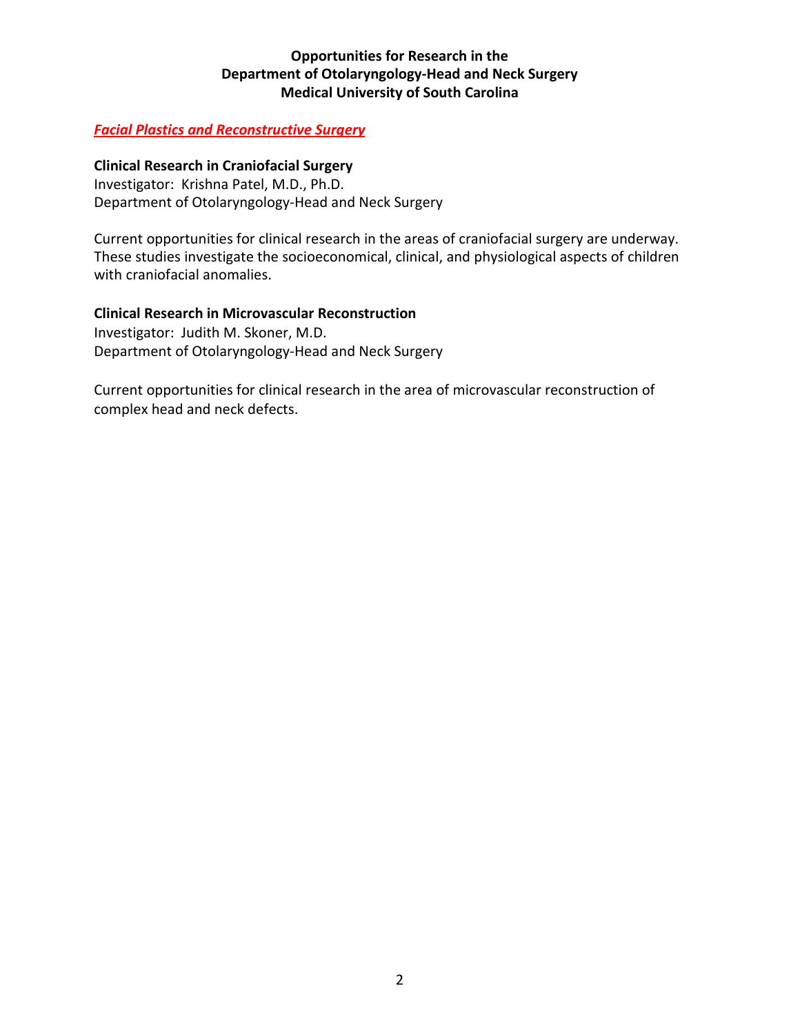**Opportunities for Research in the**
**Department of Otolaryngology-Head and Neck Surgery**
**Medical University of South Carolina**

***Facial Plastics and Reconstructive Surgery***

**Clinical Research in Craniofacial Surgery**
Investigator: Krishna Patel, M.D., Ph.D.
Department of Otolaryngology-Head and Neck Surgery

Current opportunities for clinical research in the areas of craniofacial surgery are underway. These studies investigate the socioeconomical, clinical, and physiological aspects of children with craniofacial anomalies.

**Clinical Research in Microvascular Reconstruction**
Investigator: Judith M. Skoner, M.D.
Department of Otolaryngology-Head and Neck Surgery

Current opportunities for clinical research in the area of microvascular reconstruction of complex head and neck defects.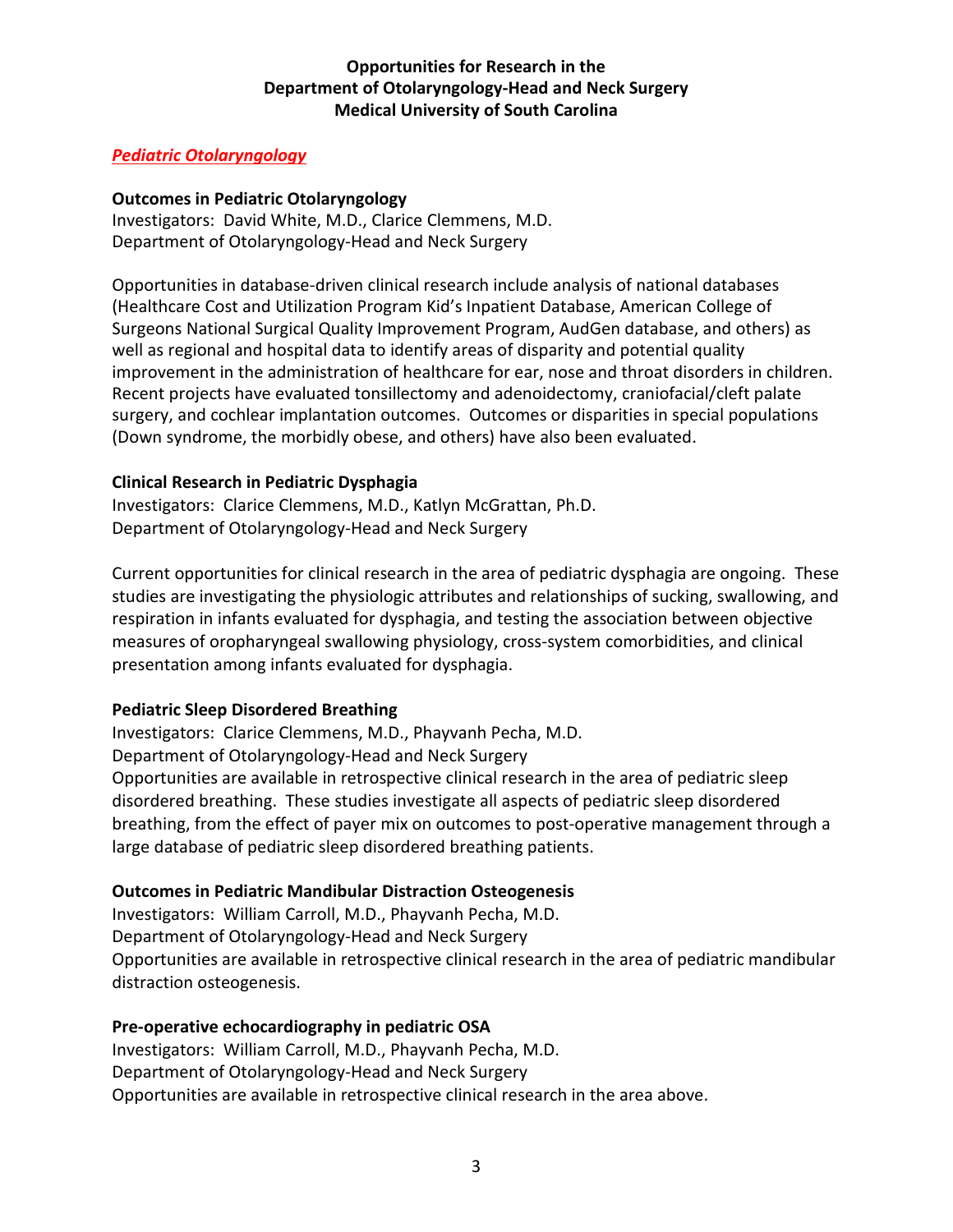## Opportunities for Research in the Department of Otolaryngology-Head and Neck Surgery Medical University of South Carolina

### *Pediatric Otolaryngology*

**Outcomes in Pediatric Otolaryngology**
Investigators: David White, M.D., Clarice Clemmens, M.D.
Department of Otolaryngology-Head and Neck Surgery

Opportunities in database-driven clinical research include analysis of national databases (Healthcare Cost and Utilization Program Kid's Inpatient Database, American College of Surgeons National Surgical Quality Improvement Program, AudGen database, and others) as well as regional and hospital data to identify areas of disparity and potential quality improvement in the administration of healthcare for ear, nose and throat disorders in children. Recent projects have evaluated tonsillectomy and adenoidectomy, craniofacial/cleft palate surgery, and cochlear implantation outcomes. Outcomes or disparities in special populations (Down syndrome, the morbidly obese, and others) have also been evaluated.

**Clinical Research in Pediatric Dysphagia**
Investigators: Clarice Clemmens, M.D., Katlyn McGrattan, Ph.D.
Department of Otolaryngology-Head and Neck Surgery

Current opportunities for clinical research in the area of pediatric dysphagia are ongoing. These studies are investigating the physiologic attributes and relationships of sucking, swallowing, and respiration in infants evaluated for dysphagia, and testing the association between objective measures of oropharyngeal swallowing physiology, cross-system comorbidities, and clinical presentation among infants evaluated for dysphagia.

**Pediatric Sleep Disordered Breathing**
Investigators: Clarice Clemmens, M.D., Phayvanh Pecha, M.D.
Department of Otolaryngology-Head and Neck Surgery
Opportunities are available in retrospective clinical research in the area of pediatric sleep disordered breathing. These studies investigate all aspects of pediatric sleep disordered breathing, from the effect of payer mix on outcomes to post-operative management through a large database of pediatric sleep disordered breathing patients.

**Outcomes in Pediatric Mandibular Distraction Osteogenesis**
Investigators: William Carroll, M.D., Phayvanh Pecha, M.D.
Department of Otolaryngology-Head and Neck Surgery
Opportunities are available in retrospective clinical research in the area of pediatric mandibular distraction osteogenesis.

**Pre-operative echocardiography in pediatric OSA**
Investigators: William Carroll, M.D., Phayvanh Pecha, M.D.
Department of Otolaryngology-Head and Neck Surgery
Opportunities are available in retrospective clinical research in the area above.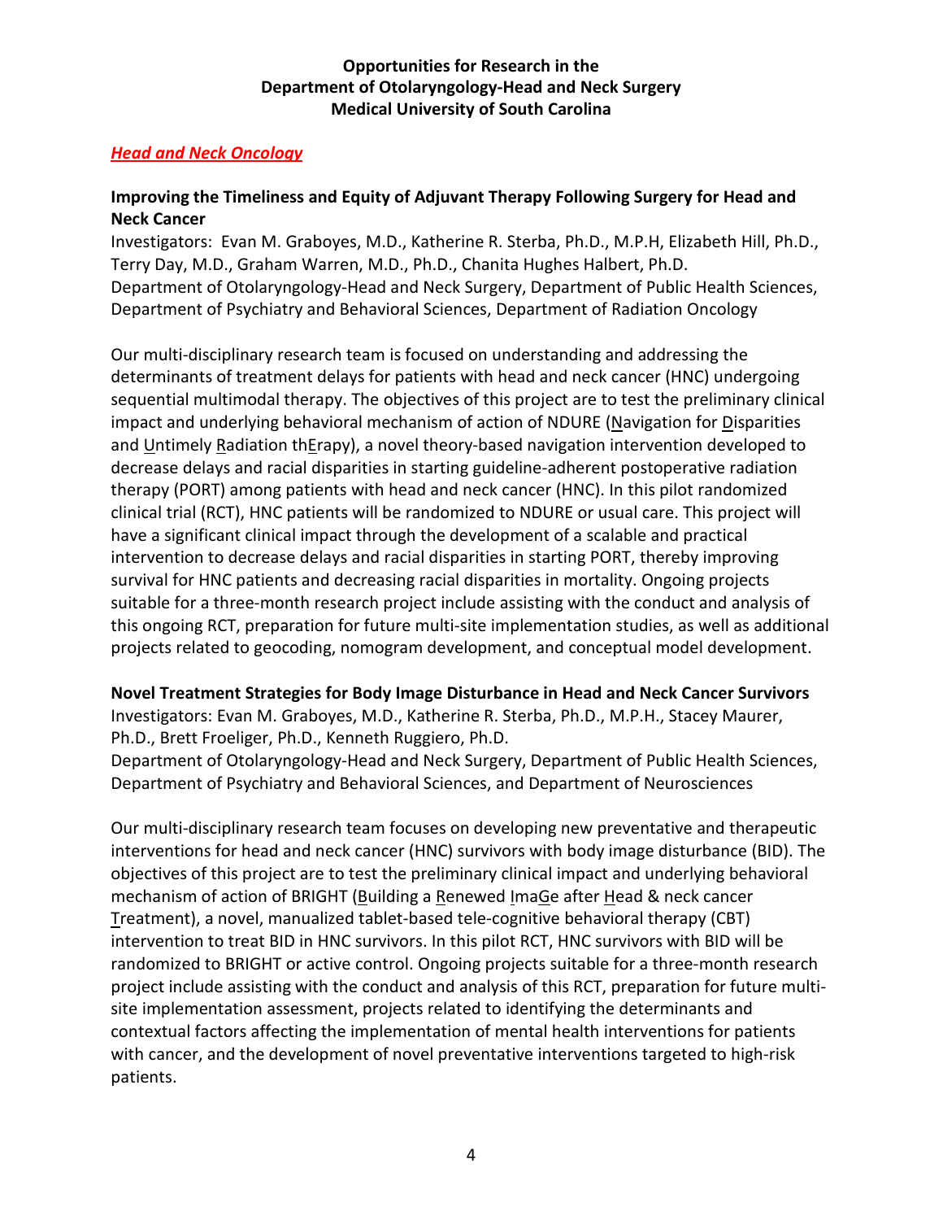**Opportunities for Research in the**
**Department of Otolaryngology-Head and Neck Surgery**
**Medical University of South Carolina**

## *Head and Neck Oncology*

### Improving the Timeliness and Equity of Adjuvant Therapy Following Surgery for Head and Neck Cancer

Investigators: Evan M. Graboyes, M.D., Katherine R. Sterba, Ph.D., M.P.H, Elizabeth Hill, Ph.D., Terry Day, M.D., Graham Warren, M.D., Ph.D., Chanita Hughes Halbert, Ph.D.
Department of Otolaryngology-Head and Neck Surgery, Department of Public Health Sciences, Department of Psychiatry and Behavioral Sciences, Department of Radiation Oncology

Our multi-disciplinary research team is focused on understanding and addressing the determinants of treatment delays for patients with head and neck cancer (HNC) undergoing sequential multimodal therapy. The objectives of this project are to test the preliminary clinical impact and underlying behavioral mechanism of action of NDURE (Navigation for Disparities and Untimely Radiation thErapy), a novel theory-based navigation intervention developed to decrease delays and racial disparities in starting guideline-adherent postoperative radiation therapy (PORT) among patients with head and neck cancer (HNC). In this pilot randomized clinical trial (RCT), HNC patients will be randomized to NDURE or usual care. This project will have a significant clinical impact through the development of a scalable and practical intervention to decrease delays and racial disparities in starting PORT, thereby improving survival for HNC patients and decreasing racial disparities in mortality. Ongoing projects suitable for a three-month research project include assisting with the conduct and analysis of this ongoing RCT, preparation for future multi-site implementation studies, as well as additional projects related to geocoding, nomogram development, and conceptual model development.

### Novel Treatment Strategies for Body Image Disturbance in Head and Neck Cancer Survivors

Investigators: Evan M. Graboyes, M.D., Katherine R. Sterba, Ph.D., M.P.H., Stacey Maurer, Ph.D., Brett Froeliger, Ph.D., Kenneth Ruggiero, Ph.D.
Department of Otolaryngology-Head and Neck Surgery, Department of Public Health Sciences, Department of Psychiatry and Behavioral Sciences, and Department of Neurosciences

Our multi-disciplinary research team focuses on developing new preventative and therapeutic interventions for head and neck cancer (HNC) survivors with body image disturbance (BID). The objectives of this project are to test the preliminary clinical impact and underlying behavioral mechanism of action of BRIGHT (Building a Renewed ImaGe after Head & neck cancer Treatment), a novel, manualized tablet-based tele-cognitive behavioral therapy (CBT) intervention to treat BID in HNC survivors. In this pilot RCT, HNC survivors with BID will be randomized to BRIGHT or active control. Ongoing projects suitable for a three-month research project include assisting with the conduct and analysis of this RCT, preparation for future multi-site implementation assessment, projects related to identifying the determinants and contextual factors affecting the implementation of mental health interventions for patients with cancer, and the development of novel preventative interventions targeted to high-risk patients.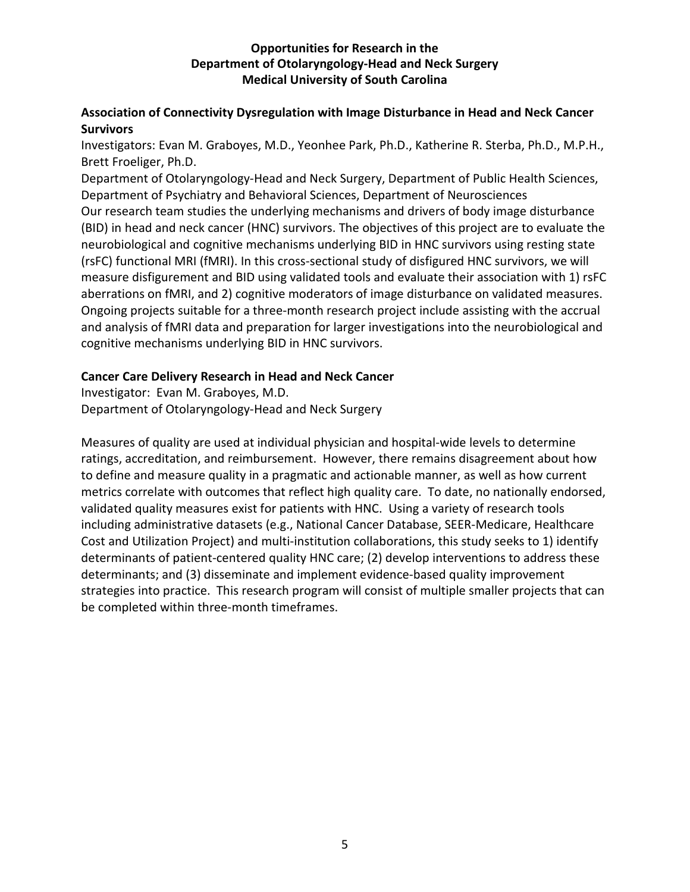**Opportunities for Research in the**
**Department of Otolaryngology-Head and Neck Surgery**
**Medical University of South Carolina**

## Association of Connectivity Dysregulation with Image Disturbance in Head and Neck Cancer Survivors

Investigators: Evan M. Graboyes, M.D., Yeonhee Park, Ph.D., Katherine R. Sterba, Ph.D., M.P.H., Brett Froeliger, Ph.D.

Department of Otolaryngology-Head and Neck Surgery, Department of Public Health Sciences, Department of Psychiatry and Behavioral Sciences, Department of Neurosciences

Our research team studies the underlying mechanisms and drivers of body image disturbance (BID) in head and neck cancer (HNC) survivors. The objectives of this project are to evaluate the neurobiological and cognitive mechanisms underlying BID in HNC survivors using resting state (rsFC) functional MRI (fMRI). In this cross-sectional study of disfigured HNC survivors, we will measure disfigurement and BID using validated tools and evaluate their association with 1) rsFC aberrations on fMRI, and 2) cognitive moderators of image disturbance on validated measures. Ongoing projects suitable for a three-month research project include assisting with the accrual and analysis of fMRI data and preparation for larger investigations into the neurobiological and cognitive mechanisms underlying BID in HNC survivors.

## Cancer Care Delivery Research in Head and Neck Cancer

Investigator: Evan M. Graboyes, M.D.

Department of Otolaryngology-Head and Neck Surgery

Measures of quality are used at individual physician and hospital-wide levels to determine ratings, accreditation, and reimbursement. However, there remains disagreement about how to define and measure quality in a pragmatic and actionable manner, as well as how current metrics correlate with outcomes that reflect high quality care. To date, no nationally endorsed, validated quality measures exist for patients with HNC. Using a variety of research tools including administrative datasets (e.g., National Cancer Database, SEER-Medicare, Healthcare Cost and Utilization Project) and multi-institution collaborations, this study seeks to 1) identify determinants of patient-centered quality HNC care; (2) develop interventions to address these determinants; and (3) disseminate and implement evidence-based quality improvement strategies into practice. This research program will consist of multiple smaller projects that can be completed within three-month timeframes.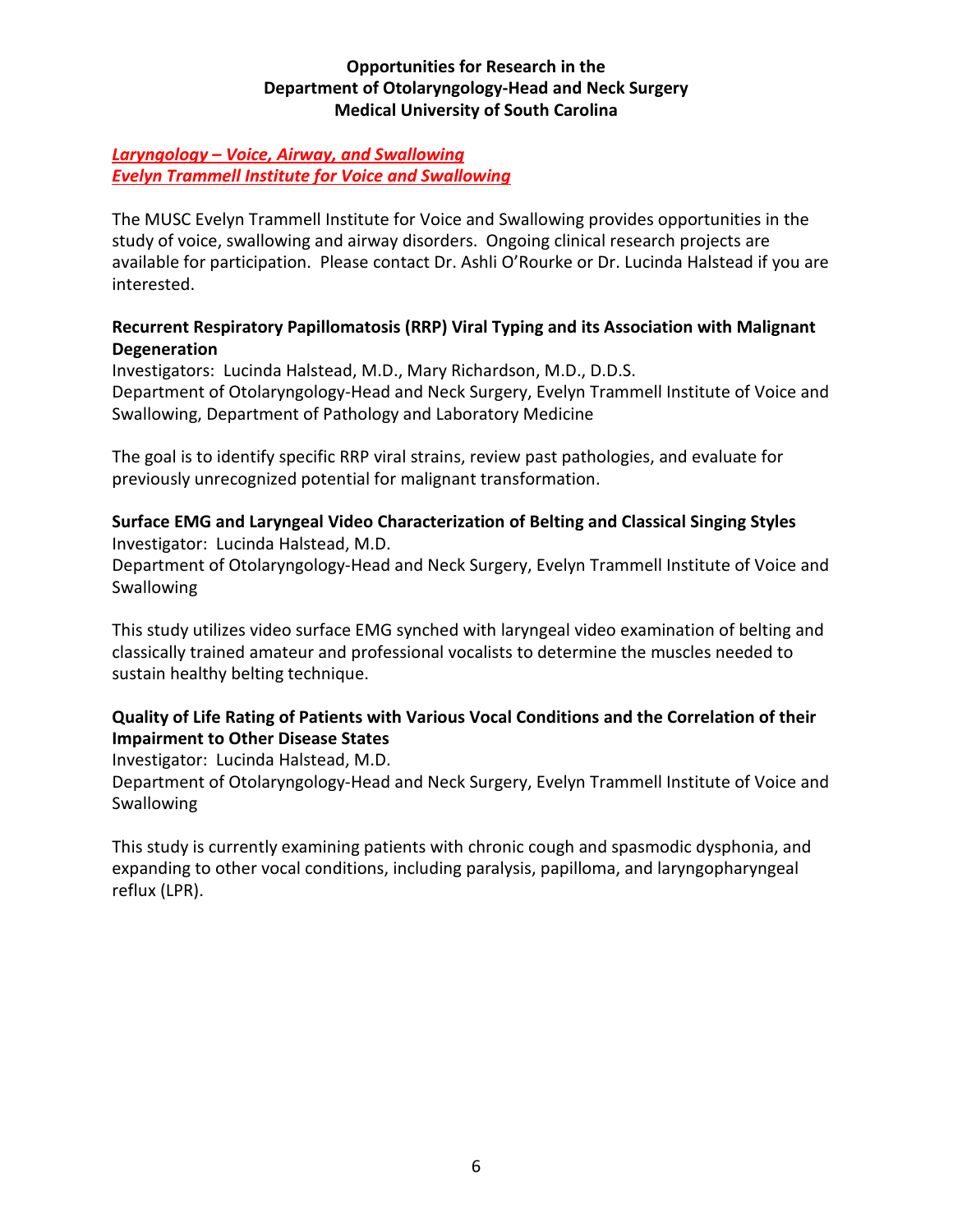**Opportunities for Research in the Department of Otolaryngology-Head and Neck Surgery Medical University of South Carolina**

***Laryngology – Voice, Airway, and Swallowing***
***Evelyn Trammell Institute for Voice and Swallowing***

The MUSC Evelyn Trammell Institute for Voice and Swallowing provides opportunities in the study of voice, swallowing and airway disorders. Ongoing clinical research projects are available for participation. Please contact Dr. Ashli O'Rourke or Dr. Lucinda Halstead if you are interested.

**Recurrent Respiratory Papillomatosis (RRP) Viral Typing and its Association with Malignant Degeneration**
Investigators: Lucinda Halstead, M.D., Mary Richardson, M.D., D.D.S.
Department of Otolaryngology-Head and Neck Surgery, Evelyn Trammell Institute of Voice and Swallowing, Department of Pathology and Laboratory Medicine

The goal is to identify specific RRP viral strains, review past pathologies, and evaluate for previously unrecognized potential for malignant transformation.

**Surface EMG and Laryngeal Video Characterization of Belting and Classical Singing Styles**
Investigator: Lucinda Halstead, M.D.
Department of Otolaryngology-Head and Neck Surgery, Evelyn Trammell Institute of Voice and Swallowing

This study utilizes video surface EMG synched with laryngeal video examination of belting and classically trained amateur and professional vocalists to determine the muscles needed to sustain healthy belting technique.

**Quality of Life Rating of Patients with Various Vocal Conditions and the Correlation of their Impairment to Other Disease States**
Investigator: Lucinda Halstead, M.D.
Department of Otolaryngology-Head and Neck Surgery, Evelyn Trammell Institute of Voice and Swallowing

This study is currently examining patients with chronic cough and spasmodic dysphonia, and expanding to other vocal conditions, including paralysis, papilloma, and laryngopharyngeal reflux (LPR).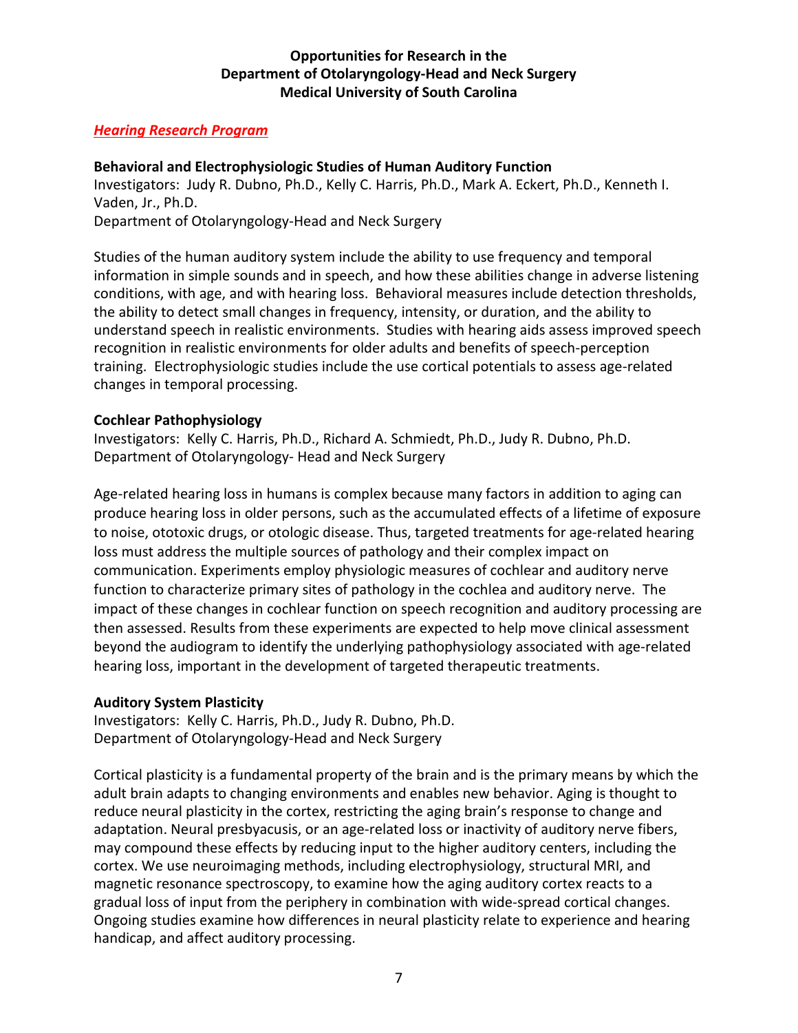**Opportunities for Research in the**
**Department of Otolaryngology-Head and Neck Surgery**
**Medical University of South Carolina**

***Hearing Research Program***

**Behavioral and Electrophysiologic Studies of Human Auditory Function**
Investigators: Judy R. Dubno, Ph.D., Kelly C. Harris, Ph.D., Mark A. Eckert, Ph.D., Kenneth I. Vaden, Jr., Ph.D.
Department of Otolaryngology-Head and Neck Surgery

Studies of the human auditory system include the ability to use frequency and temporal information in simple sounds and in speech, and how these abilities change in adverse listening conditions, with age, and with hearing loss. Behavioral measures include detection thresholds, the ability to detect small changes in frequency, intensity, or duration, and the ability to understand speech in realistic environments. Studies with hearing aids assess improved speech recognition in realistic environments for older adults and benefits of speech-perception training. Electrophysiologic studies include the use cortical potentials to assess age-related changes in temporal processing.

**Cochlear Pathophysiology**
Investigators: Kelly C. Harris, Ph.D., Richard A. Schmiedt, Ph.D., Judy R. Dubno, Ph.D.
Department of Otolaryngology- Head and Neck Surgery

Age-related hearing loss in humans is complex because many factors in addition to aging can produce hearing loss in older persons, such as the accumulated effects of a lifetime of exposure to noise, ototoxic drugs, or otologic disease. Thus, targeted treatments for age-related hearing loss must address the multiple sources of pathology and their complex impact on communication. Experiments employ physiologic measures of cochlear and auditory nerve function to characterize primary sites of pathology in the cochlea and auditory nerve. The impact of these changes in cochlear function on speech recognition and auditory processing are then assessed. Results from these experiments are expected to help move clinical assessment beyond the audiogram to identify the underlying pathophysiology associated with age-related hearing loss, important in the development of targeted therapeutic treatments.

**Auditory System Plasticity**
Investigators: Kelly C. Harris, Ph.D., Judy R. Dubno, Ph.D.
Department of Otolaryngology-Head and Neck Surgery

Cortical plasticity is a fundamental property of the brain and is the primary means by which the adult brain adapts to changing environments and enables new behavior. Aging is thought to reduce neural plasticity in the cortex, restricting the aging brain's response to change and adaptation. Neural presbyacusis, or an age-related loss or inactivity of auditory nerve fibers, may compound these effects by reducing input to the higher auditory centers, including the cortex. We use neuroimaging methods, including electrophysiology, structural MRI, and magnetic resonance spectroscopy, to examine how the aging auditory cortex reacts to a gradual loss of input from the periphery in combination with wide-spread cortical changes. Ongoing studies examine how differences in neural plasticity relate to experience and hearing handicap, and affect auditory processing.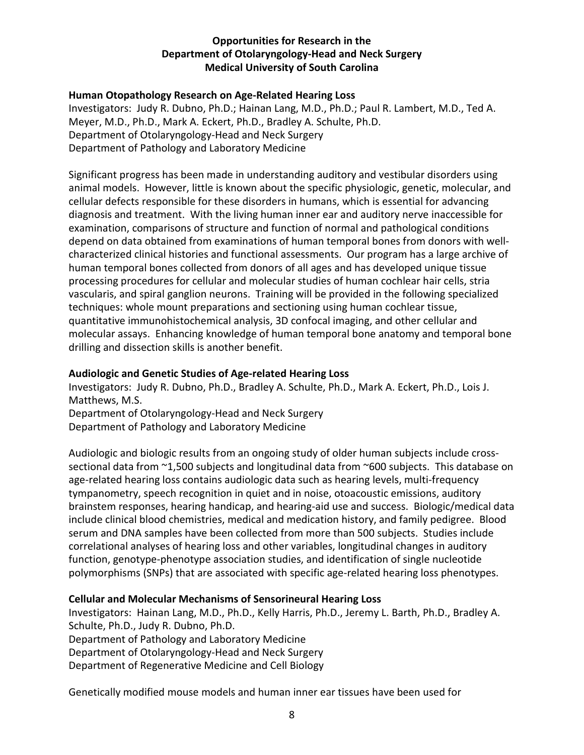## Opportunities for Research in the Department of Otolaryngology-Head and Neck Surgery Medical University of South Carolina

### Human Otopathology Research on Age-Related Hearing Loss

Investigators: Judy R. Dubno, Ph.D.; Hainan Lang, M.D., Ph.D.; Paul R. Lambert, M.D., Ted A. Meyer, M.D., Ph.D., Mark A. Eckert, Ph.D., Bradley A. Schulte, Ph.D.
Department of Otolaryngology-Head and Neck Surgery
Department of Pathology and Laboratory Medicine

Significant progress has been made in understanding auditory and vestibular disorders using animal models. However, little is known about the specific physiologic, genetic, molecular, and cellular defects responsible for these disorders in humans, which is essential for advancing diagnosis and treatment. With the living human inner ear and auditory nerve inaccessible for examination, comparisons of structure and function of normal and pathological conditions depend on data obtained from examinations of human temporal bones from donors with well-characterized clinical histories and functional assessments. Our program has a large archive of human temporal bones collected from donors of all ages and has developed unique tissue processing procedures for cellular and molecular studies of human cochlear hair cells, stria vascularis, and spiral ganglion neurons. Training will be provided in the following specialized techniques: whole mount preparations and sectioning using human cochlear tissue, quantitative immunohistochemical analysis, 3D confocal imaging, and other cellular and molecular assays. Enhancing knowledge of human temporal bone anatomy and temporal bone drilling and dissection skills is another benefit.

### Audiologic and Genetic Studies of Age-related Hearing Loss

Investigators: Judy R. Dubno, Ph.D., Bradley A. Schulte, Ph.D., Mark A. Eckert, Ph.D., Lois J. Matthews, M.S.
Department of Otolaryngology-Head and Neck Surgery
Department of Pathology and Laboratory Medicine

Audiologic and biologic results from an ongoing study of older human subjects include cross-sectional data from ~1,500 subjects and longitudinal data from ~600 subjects. This database on age-related hearing loss contains audiologic data such as hearing levels, multi-frequency tympanometry, speech recognition in quiet and in noise, otoacoustic emissions, auditory brainstem responses, hearing handicap, and hearing-aid use and success. Biologic/medical data include clinical blood chemistries, medical and medication history, and family pedigree. Blood serum and DNA samples have been collected from more than 500 subjects. Studies include correlational analyses of hearing loss and other variables, longitudinal changes in auditory function, genotype-phenotype association studies, and identification of single nucleotide polymorphisms (SNPs) that are associated with specific age-related hearing loss phenotypes.

### Cellular and Molecular Mechanisms of Sensorineural Hearing Loss

Investigators: Hainan Lang, M.D., Ph.D., Kelly Harris, Ph.D., Jeremy L. Barth, Ph.D., Bradley A. Schulte, Ph.D., Judy R. Dubno, Ph.D.
Department of Pathology and Laboratory Medicine
Department of Otolaryngology-Head and Neck Surgery
Department of Regenerative Medicine and Cell Biology

Genetically modified mouse models and human inner ear tissues have been used for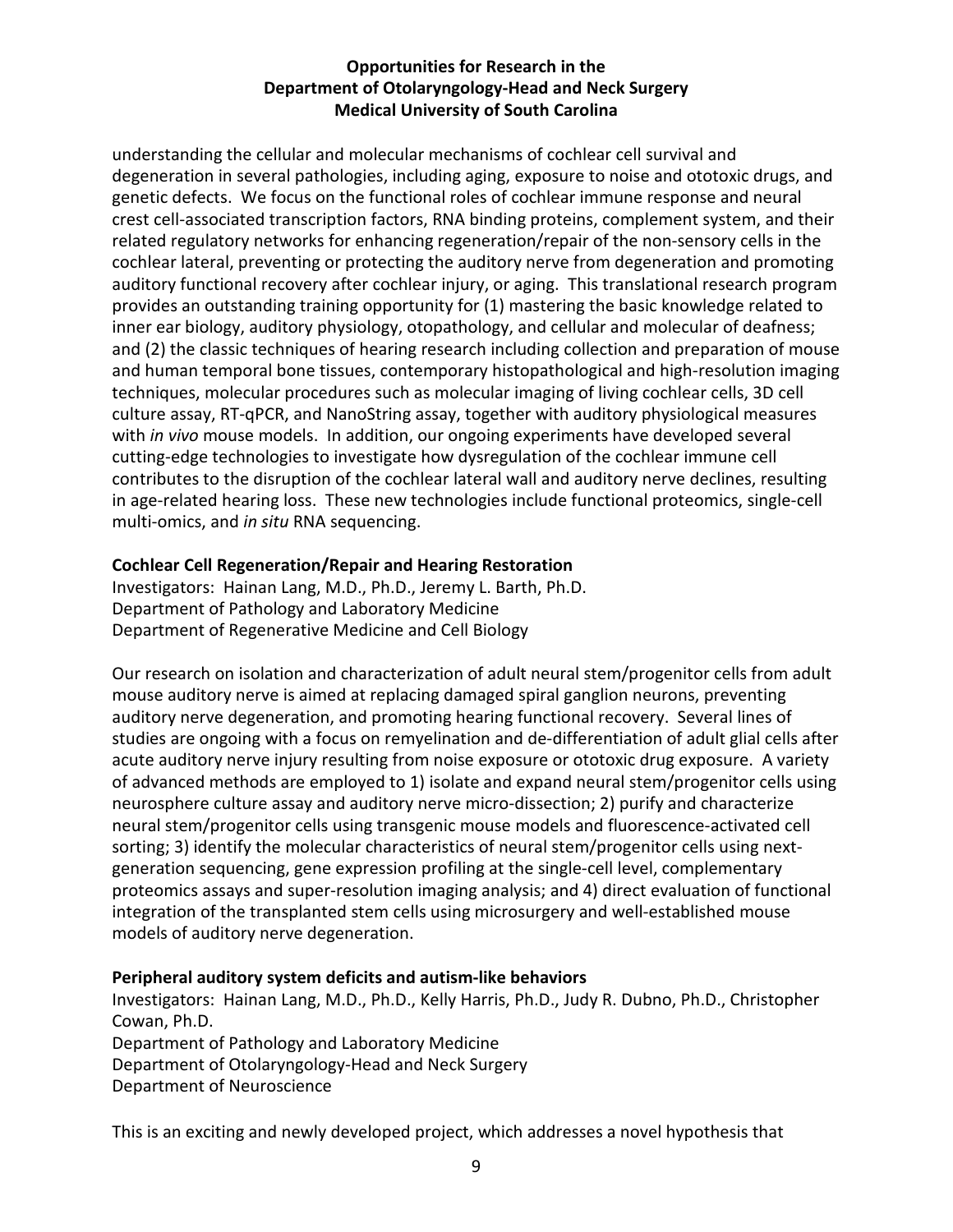understanding the cellular and molecular mechanisms of cochlear cell survival and degeneration in several pathologies, including aging, exposure to noise and ototoxic drugs, and genetic defects. We focus on the functional roles of cochlear immune response and neural crest cell-associated transcription factors, RNA binding proteins, complement system, and their related regulatory networks for enhancing regeneration/repair of the non-sensory cells in the cochlear lateral, preventing or protecting the auditory nerve from degeneration and promoting auditory functional recovery after cochlear injury, or aging. This translational research program provides an outstanding training opportunity for (1) mastering the basic knowledge related to inner ear biology, auditory physiology, otopathology, and cellular and molecular of deafness; and (2) the classic techniques of hearing research including collection and preparation of mouse and human temporal bone tissues, contemporary histopathological and high-resolution imaging techniques, molecular procedures such as molecular imaging of living cochlear cells, 3D cell culture assay, RT-qPCR, and NanoString assay, together with auditory physiological measures with *in vivo* mouse models. In addition, our ongoing experiments have developed several cutting-edge technologies to investigate how dysregulation of the cochlear immune cell contributes to the disruption of the cochlear lateral wall and auditory nerve declines, resulting in age-related hearing loss. These new technologies include functional proteomics, single-cell multi-omics, and *in situ* RNA sequencing.

**Cochlear Cell Regeneration/Repair and Hearing Restoration**
Investigators: Hainan Lang, M.D., Ph.D., Jeremy L. Barth, Ph.D.
Department of Pathology and Laboratory Medicine
Department of Regenerative Medicine and Cell Biology

Our research on isolation and characterization of adult neural stem/progenitor cells from adult mouse auditory nerve is aimed at replacing damaged spiral ganglion neurons, preventing auditory nerve degeneration, and promoting hearing functional recovery. Several lines of studies are ongoing with a focus on remyelination and de-differentiation of adult glial cells after acute auditory nerve injury resulting from noise exposure or ototoxic drug exposure. A variety of advanced methods are employed to 1) isolate and expand neural stem/progenitor cells using neurosphere culture assay and auditory nerve micro-dissection; 2) purify and characterize neural stem/progenitor cells using transgenic mouse models and fluorescence-activated cell sorting; 3) identify the molecular characteristics of neural stem/progenitor cells using next-generation sequencing, gene expression profiling at the single-cell level, complementary proteomics assays and super-resolution imaging analysis; and 4) direct evaluation of functional integration of the transplanted stem cells using microsurgery and well-established mouse models of auditory nerve degeneration.

**Peripheral auditory system deficits and autism-like behaviors**
Investigators: Hainan Lang, M.D., Ph.D., Kelly Harris, Ph.D., Judy R. Dubno, Ph.D., Christopher Cowan, Ph.D.
Department of Pathology and Laboratory Medicine
Department of Otolaryngology-Head and Neck Surgery
Department of Neuroscience

This is an exciting and newly developed project, which addresses a novel hypothesis that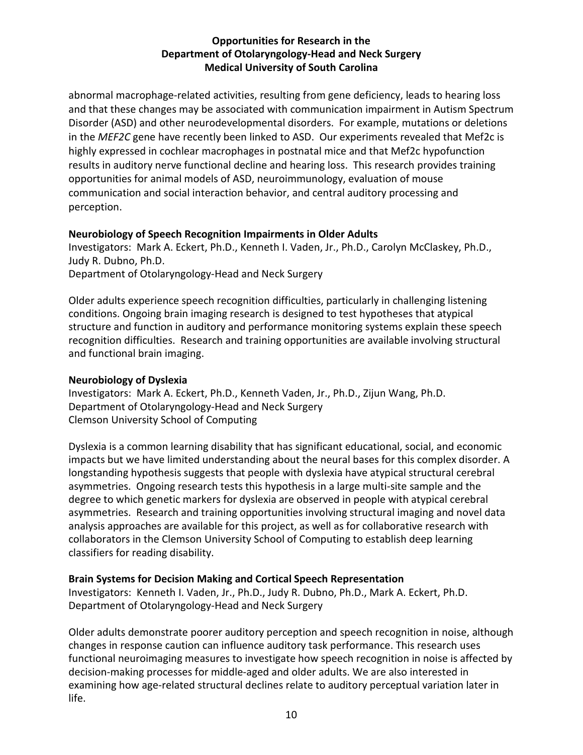abnormal macrophage-related activities, resulting from gene deficiency, leads to hearing loss and that these changes may be associated with communication impairment in Autism Spectrum Disorder (ASD) and other neurodevelopmental disorders. For example, mutations or deletions in the *MEF2C* gene have recently been linked to ASD. Our experiments revealed that Mef2c is highly expressed in cochlear macrophages in postnatal mice and that Mef2c hypofunction results in auditory nerve functional decline and hearing loss. This research provides training opportunities for animal models of ASD, neuroimmunology, evaluation of mouse communication and social interaction behavior, and central auditory processing and perception.

**Neurobiology of Speech Recognition Impairments in Older Adults**
Investigators: Mark A. Eckert, Ph.D., Kenneth I. Vaden, Jr., Ph.D., Carolyn McClaskey, Ph.D., Judy R. Dubno, Ph.D.
Department of Otolaryngology-Head and Neck Surgery

Older adults experience speech recognition difficulties, particularly in challenging listening conditions. Ongoing brain imaging research is designed to test hypotheses that atypical structure and function in auditory and performance monitoring systems explain these speech recognition difficulties. Research and training opportunities are available involving structural and functional brain imaging.

**Neurobiology of Dyslexia**
Investigators: Mark A. Eckert, Ph.D., Kenneth Vaden, Jr., Ph.D., Zijun Wang, Ph.D.
Department of Otolaryngology-Head and Neck Surgery
Clemson University School of Computing

Dyslexia is a common learning disability that has significant educational, social, and economic impacts but we have limited understanding about the neural bases for this complex disorder. A longstanding hypothesis suggests that people with dyslexia have atypical structural cerebral asymmetries. Ongoing research tests this hypothesis in a large multi-site sample and the degree to which genetic markers for dyslexia are observed in people with atypical cerebral asymmetries. Research and training opportunities involving structural imaging and novel data analysis approaches are available for this project, as well as for collaborative research with collaborators in the Clemson University School of Computing to establish deep learning classifiers for reading disability.

**Brain Systems for Decision Making and Cortical Speech Representation**
Investigators: Kenneth I. Vaden, Jr., Ph.D., Judy R. Dubno, Ph.D., Mark A. Eckert, Ph.D.
Department of Otolaryngology-Head and Neck Surgery

Older adults demonstrate poorer auditory perception and speech recognition in noise, although changes in response caution can influence auditory task performance. This research uses functional neuroimaging measures to investigate how speech recognition in noise is affected by decision-making processes for middle-aged and older adults. We are also interested in examining how age-related structural declines relate to auditory perceptual variation later in life.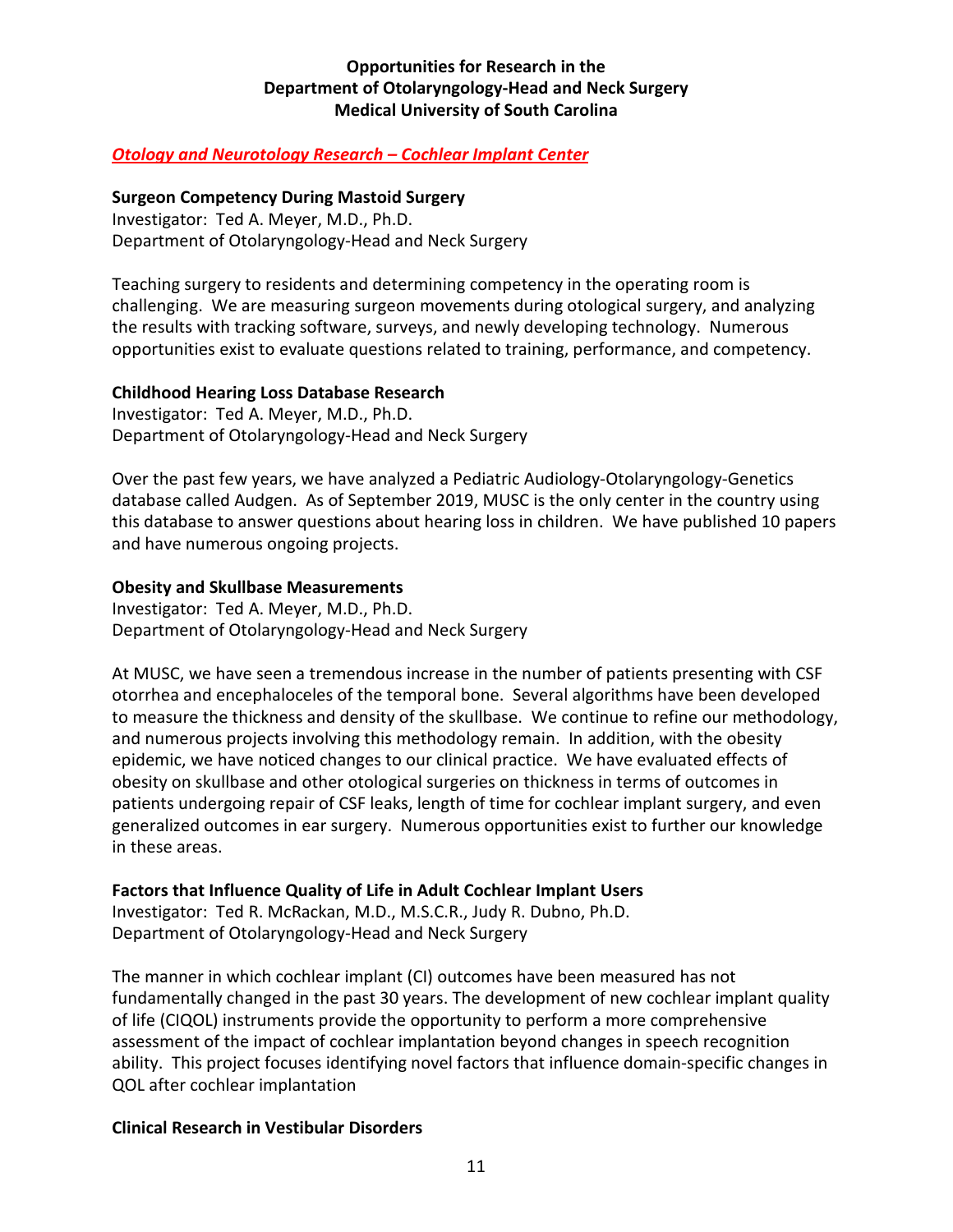**Opportunities for Research in the**
**Department of Otolaryngology-Head and Neck Surgery**
**Medical University of South Carolina**

## *Otology and Neurotology Research – Cochlear Implant Center*

**Surgeon Competency During Mastoid Surgery**
Investigator: Ted A. Meyer, M.D., Ph.D.
Department of Otolaryngology-Head and Neck Surgery

Teaching surgery to residents and determining competency in the operating room is challenging. We are measuring surgeon movements during otological surgery, and analyzing the results with tracking software, surveys, and newly developing technology. Numerous opportunities exist to evaluate questions related to training, performance, and competency.

**Childhood Hearing Loss Database Research**
Investigator: Ted A. Meyer, M.D., Ph.D.
Department of Otolaryngology-Head and Neck Surgery

Over the past few years, we have analyzed a Pediatric Audiology-Otolaryngology-Genetics database called Audgen. As of September 2019, MUSC is the only center in the country using this database to answer questions about hearing loss in children. We have published 10 papers and have numerous ongoing projects.

**Obesity and Skullbase Measurements**
Investigator: Ted A. Meyer, M.D., Ph.D.
Department of Otolaryngology-Head and Neck Surgery

At MUSC, we have seen a tremendous increase in the number of patients presenting with CSF otorrhea and encephaloceles of the temporal bone. Several algorithms have been developed to measure the thickness and density of the skullbase. We continue to refine our methodology, and numerous projects involving this methodology remain. In addition, with the obesity epidemic, we have noticed changes to our clinical practice. We have evaluated effects of obesity on skullbase and other otological surgeries on thickness in terms of outcomes in patients undergoing repair of CSF leaks, length of time for cochlear implant surgery, and even generalized outcomes in ear surgery. Numerous opportunities exist to further our knowledge in these areas.

**Factors that Influence Quality of Life in Adult Cochlear Implant Users**
Investigator: Ted R. McRackan, M.D., M.S.C.R., Judy R. Dubno, Ph.D.
Department of Otolaryngology-Head and Neck Surgery

The manner in which cochlear implant (CI) outcomes have been measured has not fundamentally changed in the past 30 years. The development of new cochlear implant quality of life (CIQOL) instruments provide the opportunity to perform a more comprehensive assessment of the impact of cochlear implantation beyond changes in speech recognition ability. This project focuses identifying novel factors that influence domain-specific changes in QOL after cochlear implantation

**Clinical Research in Vestibular Disorders**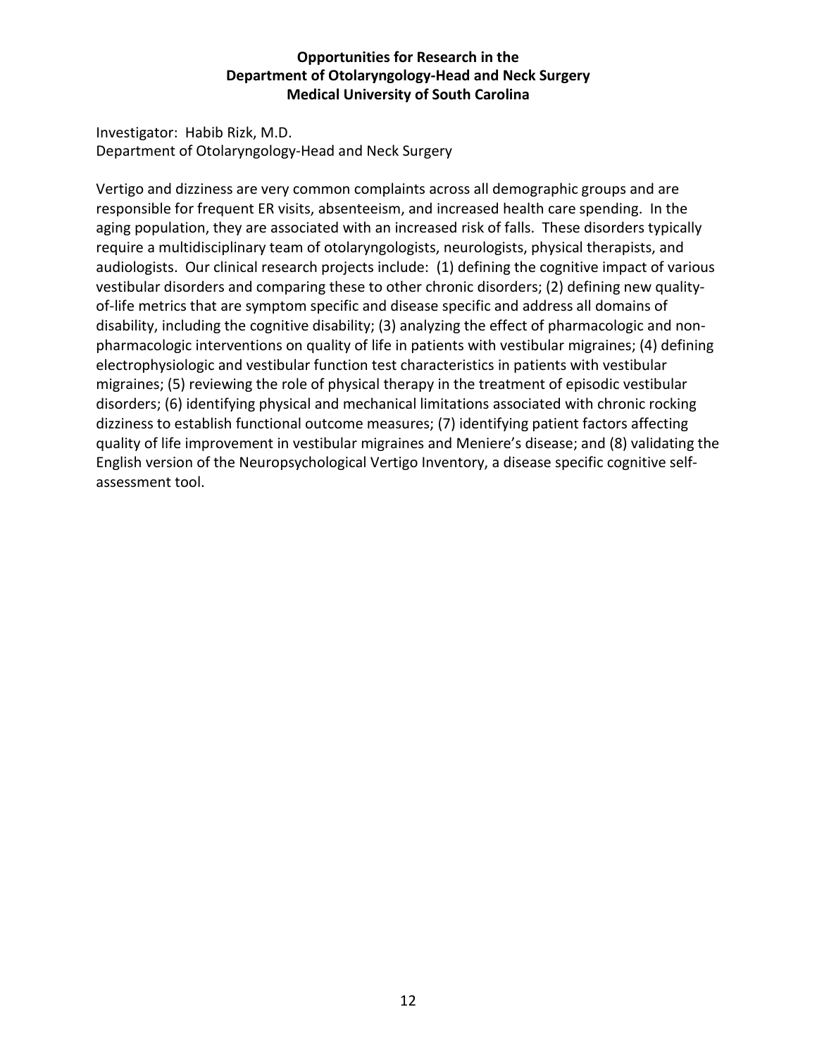**Opportunities for Research in the**
**Department of Otolaryngology-Head and Neck Surgery**
**Medical University of South Carolina**

Investigator: Habib Rizk, M.D.
Department of Otolaryngology-Head and Neck Surgery

Vertigo and dizziness are very common complaints across all demographic groups and are responsible for frequent ER visits, absenteeism, and increased health care spending. In the aging population, they are associated with an increased risk of falls. These disorders typically require a multidisciplinary team of otolaryngologists, neurologists, physical therapists, and audiologists. Our clinical research projects include: (1) defining the cognitive impact of various vestibular disorders and comparing these to other chronic disorders; (2) defining new quality-of-life metrics that are symptom specific and disease specific and address all domains of disability, including the cognitive disability; (3) analyzing the effect of pharmacologic and non-pharmacologic interventions on quality of life in patients with vestibular migraines; (4) defining electrophysiologic and vestibular function test characteristics in patients with vestibular migraines; (5) reviewing the role of physical therapy in the treatment of episodic vestibular disorders; (6) identifying physical and mechanical limitations associated with chronic rocking dizziness to establish functional outcome measures; (7) identifying patient factors affecting quality of life improvement in vestibular migraines and Meniere's disease; and (8) validating the English version of the Neuropsychological Vertigo Inventory, a disease specific cognitive self-assessment tool.